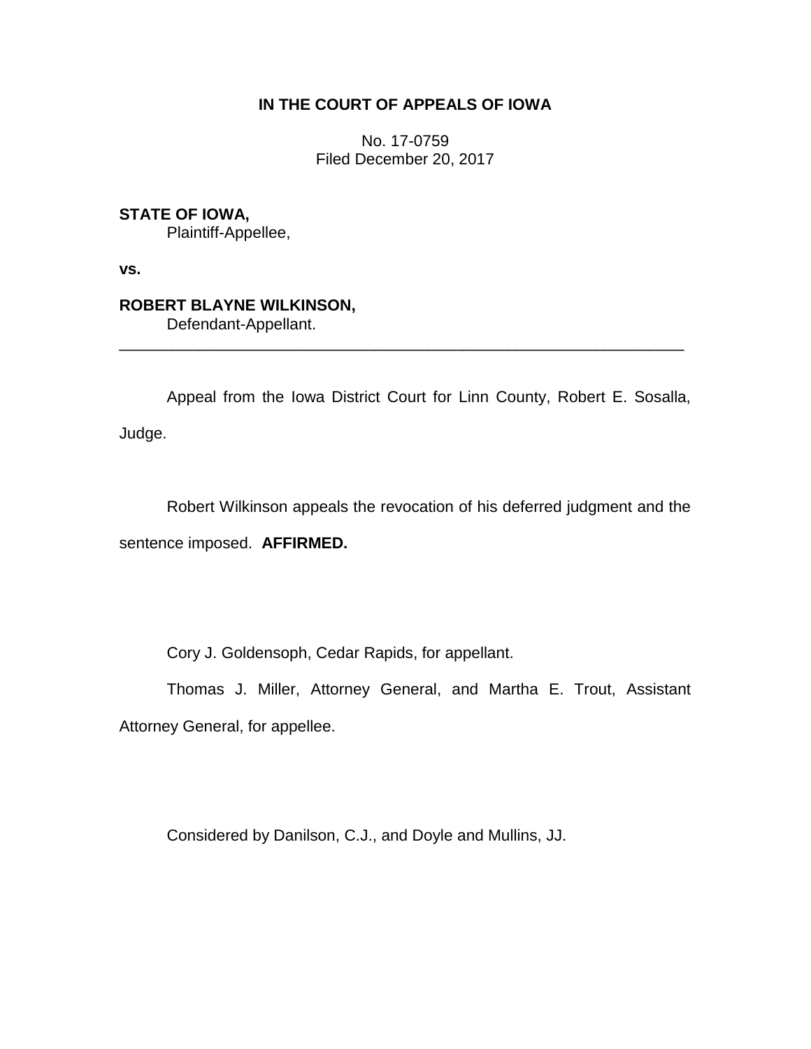**IN THE COURT OF APPEALS OF IOWA**

No. 17-0759
Filed December 20, 2017

**STATE OF IOWA,**
Plaintiff-Appellee,

**vs.**

**ROBERT BLAYNE WILKINSON,**
Defendant-Appellant.

---

Appeal from the Iowa District Court for Linn County, Robert E. Sosalla, Judge.

Robert Wilkinson appeals the revocation of his deferred judgment and the sentence imposed. **AFFIRMED.**

Cory J. Goldensoph, Cedar Rapids, for appellant.

Thomas J. Miller, Attorney General, and Martha E. Trout, Assistant Attorney General, for appellee.

Considered by Danilson, C.J., and Doyle and Mullins, JJ.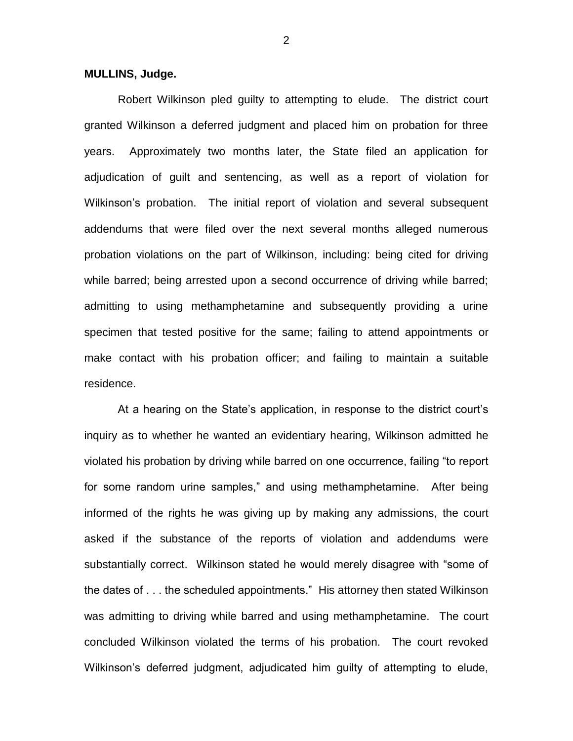**MULLINS, Judge.**

Robert Wilkinson pled guilty to attempting to elude. The district court granted Wilkinson a deferred judgment and placed him on probation for three years. Approximately two months later, the State filed an application for adjudication of guilt and sentencing, as well as a report of violation for Wilkinson's probation. The initial report of violation and several subsequent addendums that were filed over the next several months alleged numerous probation violations on the part of Wilkinson, including: being cited for driving while barred; being arrested upon a second occurrence of driving while barred; admitting to using methamphetamine and subsequently providing a urine specimen that tested positive for the same; failing to attend appointments or make contact with his probation officer; and failing to maintain a suitable residence.

At a hearing on the State's application, in response to the district court's inquiry as to whether he wanted an evidentiary hearing, Wilkinson admitted he violated his probation by driving while barred on one occurrence, failing "to report for some random urine samples," and using methamphetamine. After being informed of the rights he was giving up by making any admissions, the court asked if the substance of the reports of violation and addendums were substantially correct. Wilkinson stated he would merely disagree with "some of the dates of . . . the scheduled appointments." His attorney then stated Wilkinson was admitting to driving while barred and using methamphetamine. The court concluded Wilkinson violated the terms of his probation. The court revoked Wilkinson's deferred judgment, adjudicated him guilty of attempting to elude,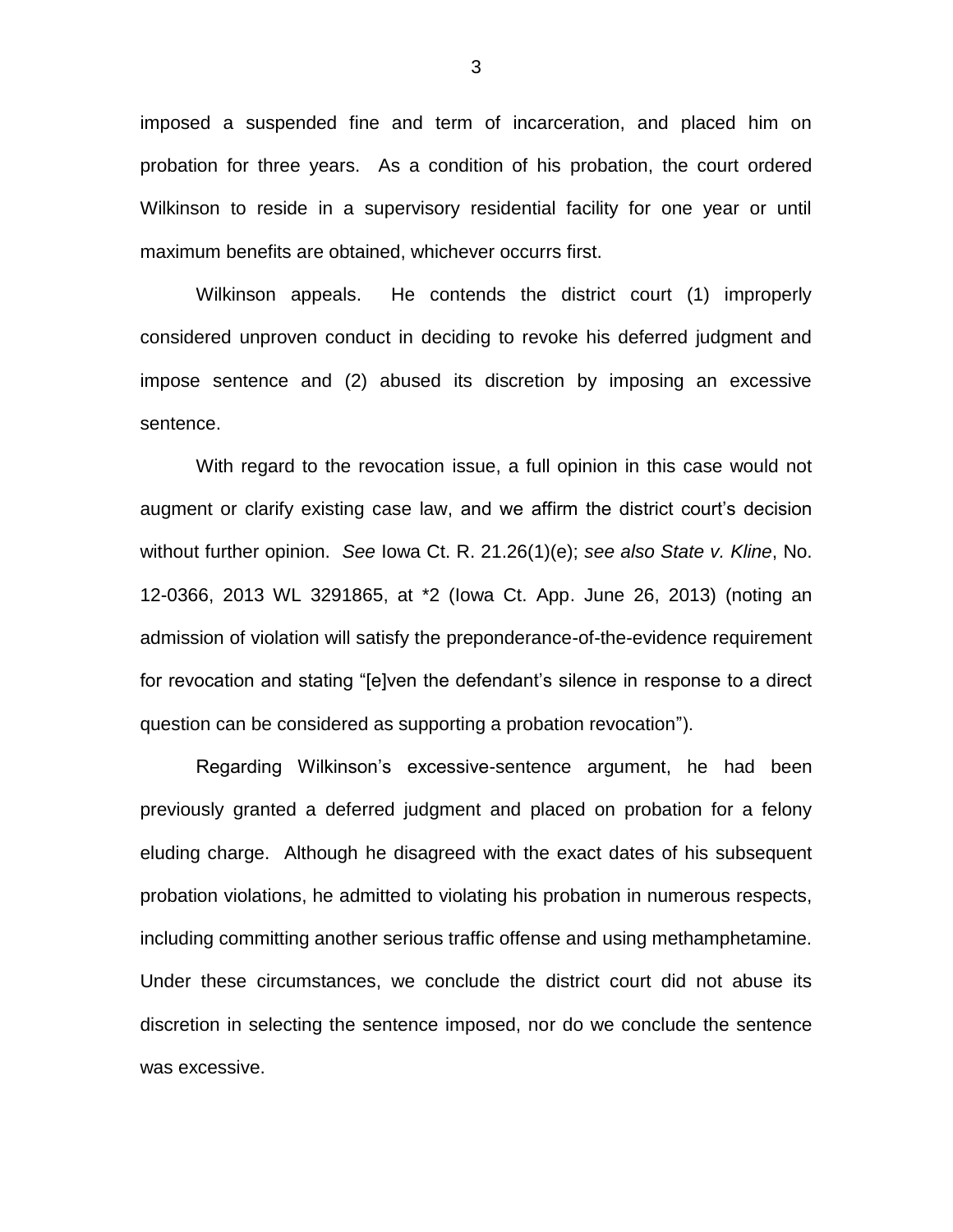imposed a suspended fine and term of incarceration, and placed him on probation for three years. As a condition of his probation, the court ordered Wilkinson to reside in a supervisory residential facility for one year or until maximum benefits are obtained, whichever occurrs first.

Wilkinson appeals. He contends the district court (1) improperly considered unproven conduct in deciding to revoke his deferred judgment and impose sentence and (2) abused its discretion by imposing an excessive sentence.

With regard to the revocation issue, a full opinion in this case would not augment or clarify existing case law, and we affirm the district court's decision without further opinion. *See* Iowa Ct. R. 21.26(1)(e); *see also State v. Kline*, No. 12-0366, 2013 WL 3291865, at *2 (Iowa Ct. App. June 26, 2013) (noting an admission of violation will satisfy the preponderance-of-the-evidence requirement for revocation and stating "[e]ven the defendant's silence in response to a direct question can be considered as supporting a probation revocation").

Regarding Wilkinson's excessive-sentence argument, he had been previously granted a deferred judgment and placed on probation for a felony eluding charge. Although he disagreed with the exact dates of his subsequent probation violations, he admitted to violating his probation in numerous respects, including committing another serious traffic offense and using methamphetamine. Under these circumstances, we conclude the district court did not abuse its discretion in selecting the sentence imposed, nor do we conclude the sentence was excessive.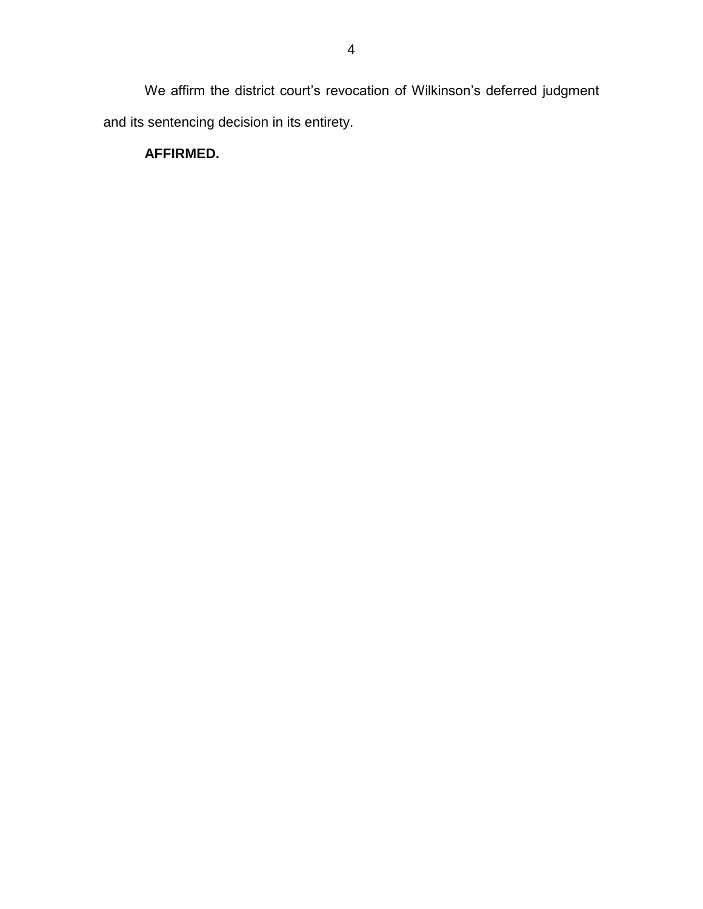We affirm the district court's revocation of Wilkinson's deferred judgment and its sentencing decision in its entirety.

**AFFIRMED.**